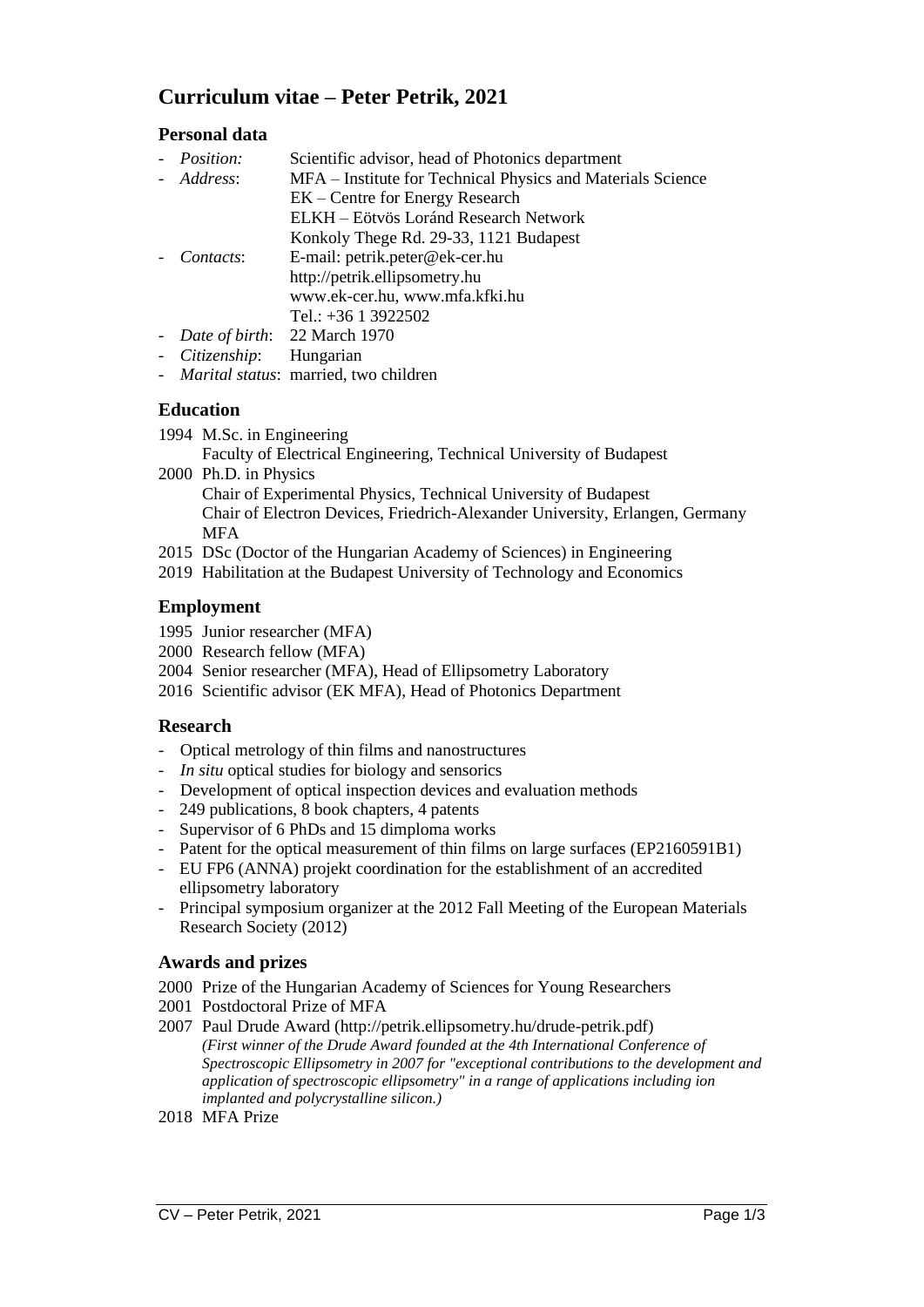# Curriculum vitae – Peter Petrik, 2021

## Personal data

- *Position:* Scientific advisor, head of Photonics department
- *Address*: MFA – Institute for Technical Physics and Materials Science
  EK – Centre for Energy Research
  ELKH – Eötvös Loránd Research Network
  Konkoly Thege Rd. 29-33, 1121 Budapest
- *Contacts*: E-mail: petrik.peter@ek-cer.hu
  http://petrik.ellipsometry.hu
  www.ek-cer.hu, www.mfa.kfki.hu
  Tel.: +36 1 3922502
- *Date of birth*: 22 March 1970
- *Citizenship*: Hungarian
- *Marital status*: married, two children

## Education

1994 M.Sc. in Engineering
Faculty of Electrical Engineering, Technical University of Budapest

2000 Ph.D. in Physics
Chair of Experimental Physics, Technical University of Budapest
Chair of Electron Devices, Friedrich-Alexander University, Erlangen, Germany
MFA

2015 DSc (Doctor of the Hungarian Academy of Sciences) in Engineering

2019 Habilitation at the Budapest University of Technology and Economics

## Employment

1995 Junior researcher (MFA)

2000 Research fellow (MFA)

2004 Senior researcher (MFA), Head of Ellipsometry Laboratory

2016 Scientific advisor (EK MFA), Head of Photonics Department

## Research

- Optical metrology of thin films and nanostructures
- *In situ* optical studies for biology and sensorics
- Development of optical inspection devices and evaluation methods
- 249 publications, 8 book chapters, 4 patents
- Supervisor of 6 PhDs and 15 dimploma works
- Patent for the optical measurement of thin films on large surfaces (EP2160591B1)
- EU FP6 (ANNA) projekt coordination for the establishment of an accredited ellipsometry laboratory
- Principal symposium organizer at the 2012 Fall Meeting of the European Materials Research Society (2012)

## Awards and prizes

2000 Prize of the Hungarian Academy of Sciences for Young Researchers

2001 Postdoctoral Prize of MFA

2007 Paul Drude Award (http://petrik.ellipsometry.hu/drude-petrik.pdf)
*(First winner of the Drude Award founded at the 4th International Conference of Spectroscopic Ellipsometry in 2007 for "exceptional contributions to the development and application of spectroscopic ellipsometry" in a range of applications including ion implanted and polycrystalline silicon.)*

2018 MFA Prize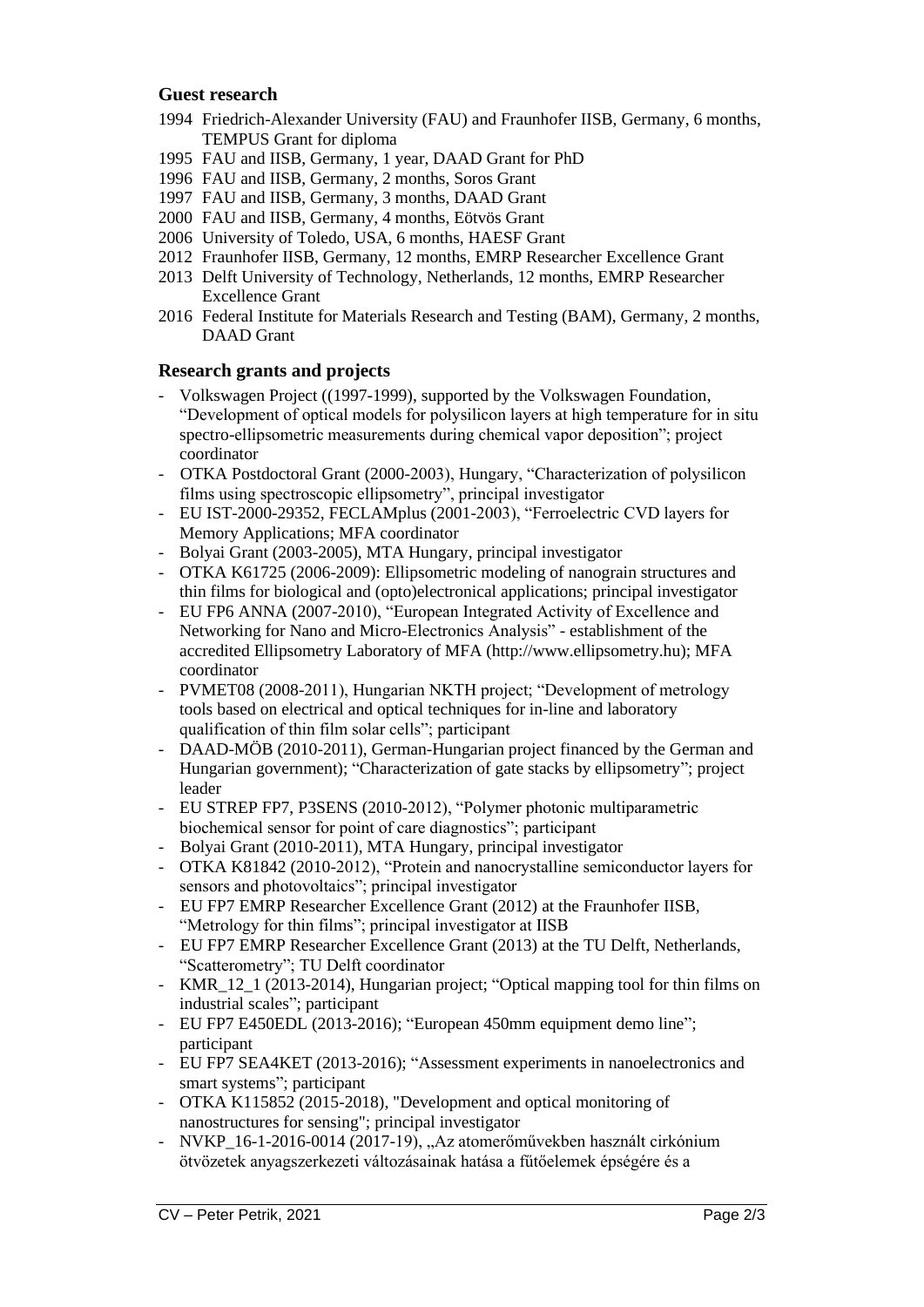## Guest research

1994 Friedrich-Alexander University (FAU) and Fraunhofer IISB, Germany, 6 months, TEMPUS Grant for diploma
1995 FAU and IISB, Germany, 1 year, DAAD Grant for PhD
1996 FAU and IISB, Germany, 2 months, Soros Grant
1997 FAU and IISB, Germany, 3 months, DAAD Grant
2000 FAU and IISB, Germany, 4 months, Eötvös Grant
2006 University of Toledo, USA, 6 months, HAESF Grant
2012 Fraunhofer IISB, Germany, 12 months, EMRP Researcher Excellence Grant
2013 Delft University of Technology, Netherlands, 12 months, EMRP Researcher Excellence Grant
2016 Federal Institute for Materials Research and Testing (BAM), Germany, 2 months, DAAD Grant

## Research grants and projects

- Volkswagen Project ((1997-1999), supported by the Volkswagen Foundation, "Development of optical models for polysilicon layers at high temperature for in situ spectro-ellipsometric measurements during chemical vapor deposition"; project coordinator
- OTKA Postdoctoral Grant (2000-2003), Hungary, "Characterization of polysilicon films using spectroscopic ellipsometry", principal investigator
- EU IST-2000-29352, FECLAMplus (2001-2003), "Ferroelectric CVD layers for Memory Applications; MFA coordinator
- Bolyai Grant (2003-2005), MTA Hungary, principal investigator
- OTKA K61725 (2006-2009): Ellipsometric modeling of nanograin structures and thin films for biological and (opto)electronical applications; principal investigator
- EU FP6 ANNA (2007-2010), "European Integrated Activity of Excellence and Networking for Nano and Micro-Electronics Analysis" - establishment of the accredited Ellipsometry Laboratory of MFA (http://www.ellipsometry.hu); MFA coordinator
- PVMET08 (2008-2011), Hungarian NKTH project; "Development of metrology tools based on electrical and optical techniques for in-line and laboratory qualification of thin film solar cells"; participant
- DAAD-MÖB (2010-2011), German-Hungarian project financed by the German and Hungarian government); "Characterization of gate stacks by ellipsometry"; project leader
- EU STREP FP7, P3SENS (2010-2012), "Polymer photonic multiparametric biochemical sensor for point of care diagnostics"; participant
- Bolyai Grant (2010-2011), MTA Hungary, principal investigator
- OTKA K81842 (2010-2012), "Protein and nanocrystalline semiconductor layers for sensors and photovoltaics"; principal investigator
- EU FP7 EMRP Researcher Excellence Grant (2012) at the Fraunhofer IISB, "Metrology for thin films"; principal investigator at IISB
- EU FP7 EMRP Researcher Excellence Grant (2013) at the TU Delft, Netherlands, "Scatterometry"; TU Delft coordinator
- KMR_12_1 (2013-2014), Hungarian project; "Optical mapping tool for thin films on industrial scales"; participant
- EU FP7 E450EDL (2013-2016); "European 450mm equipment demo line"; participant
- EU FP7 SEA4KET (2013-2016); "Assessment experiments in nanoelectronics and smart systems"; participant
- OTKA K115852 (2015-2018), "Development and optical monitoring of nanostructures for sensing"; principal investigator
- NVKP_16-1-2016-0014 (2017-19), „Az atomerőművekben használt cirkónium ötvözetek anyagszerkezeti változásainak hatása a fűtőelemek épségére és a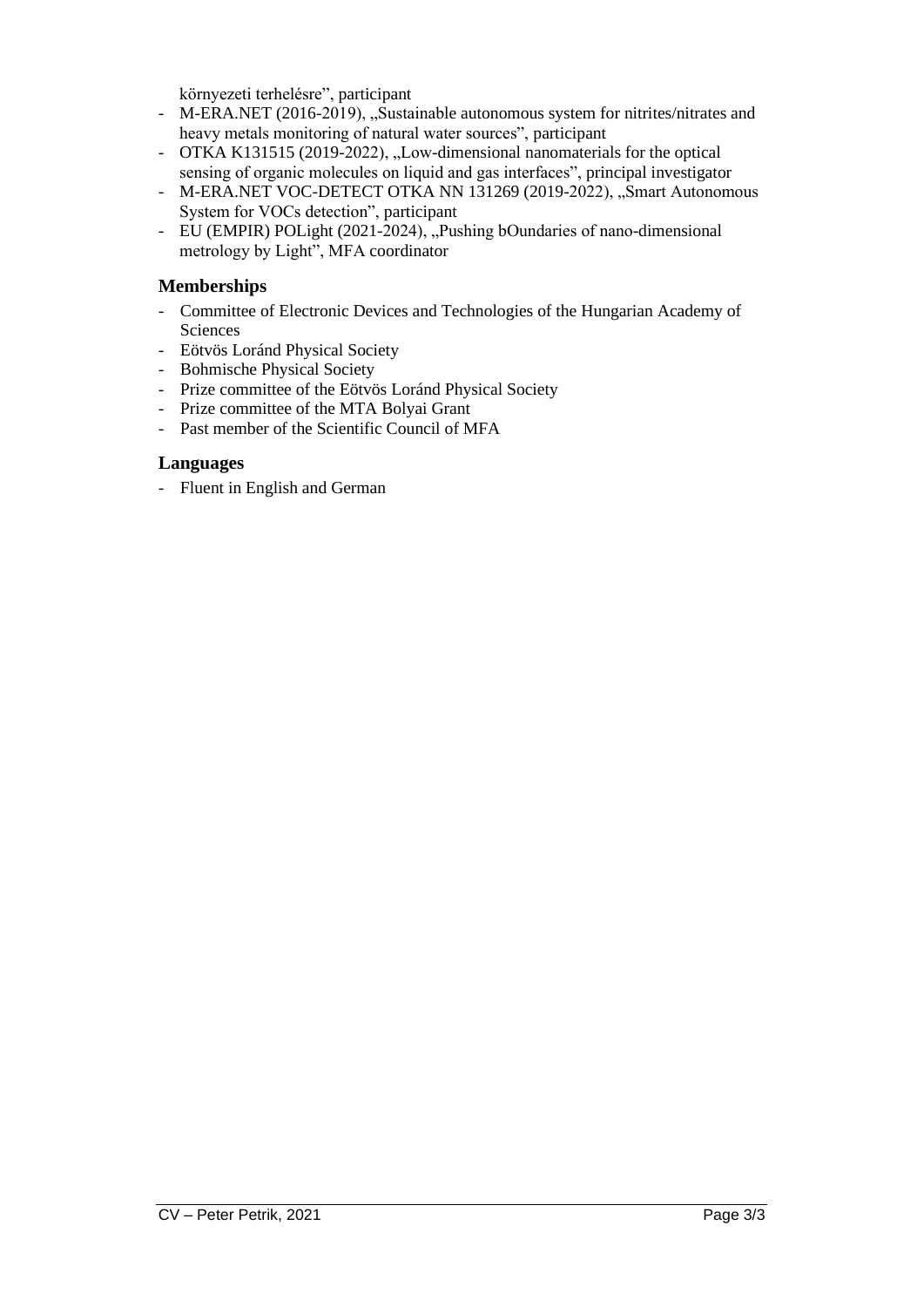környezeti terhelésre", participant
- M-ERA.NET (2016-2019), „Sustainable autonomous system for nitrites/nitrates and heavy metals monitoring of natural water sources", participant
- OTKA K131515 (2019-2022), „Low-dimensional nanomaterials for the optical sensing of organic molecules on liquid and gas interfaces", principal investigator
- M-ERA.NET VOC-DETECT OTKA NN 131269 (2019-2022), „Smart Autonomous System for VOCs detection", participant
- EU (EMPIR) POLight (2021-2024), „Pushing bOundaries of nano-dimensional metrology by Light", MFA coordinator

## Memberships

- Committee of Electronic Devices and Technologies of the Hungarian Academy of Sciences
- Eötvös Loránd Physical Society
- Bohmische Physical Society
- Prize committee of the Eötvös Loránd Physical Society
- Prize committee of the MTA Bolyai Grant
- Past member of the Scientific Council of MFA

## Languages

- Fluent in English and German